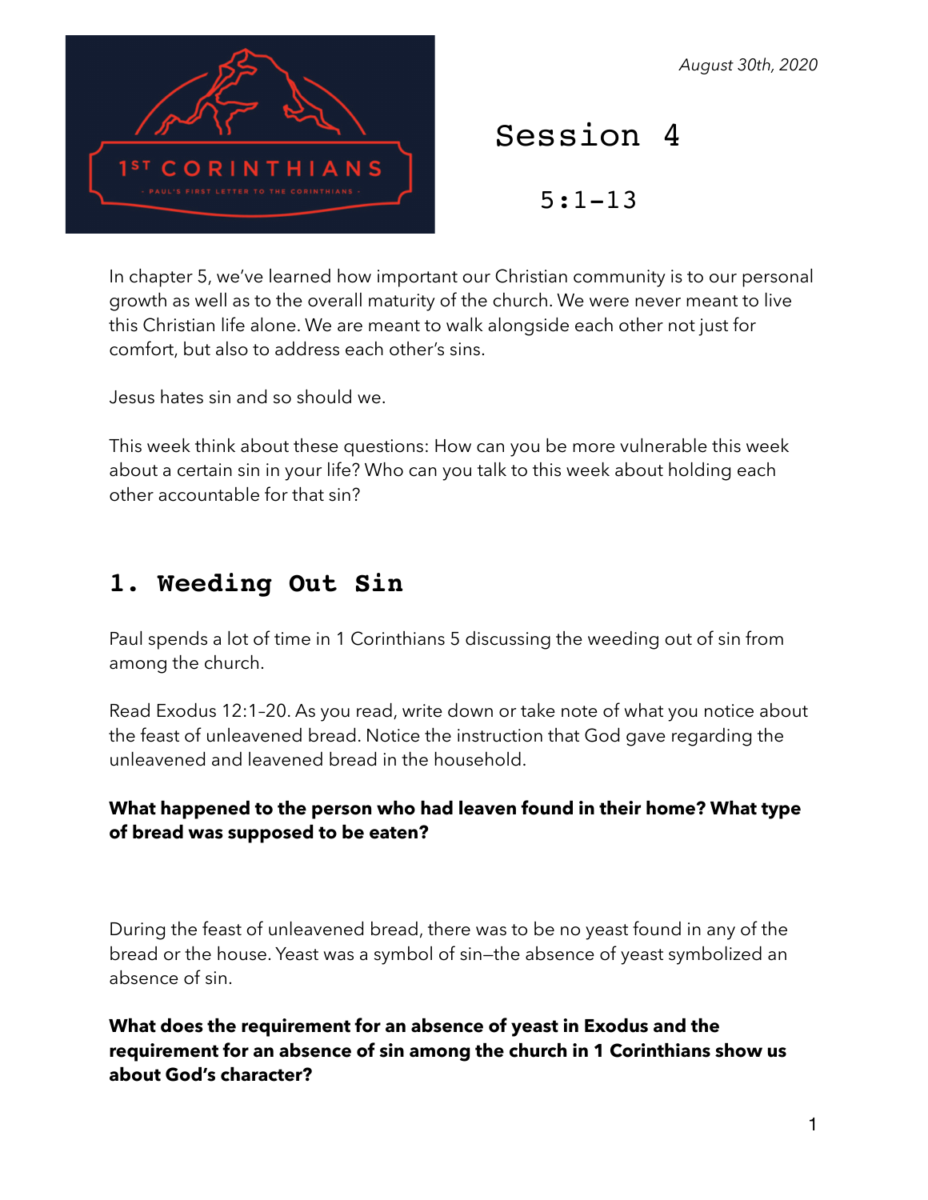*August 30th, 2020*

# Session 4

## 5:1-13

In chapter 5, we've learned how important our Christian community is to our personal growth as well as to the overall maturity of the church. We were never meant to live this Christian life alone. We are meant to walk alongside each other not just for comfort, but also to address each other's sins.

Jesus hates sin and so should we.

This week think about these questions: How can you be more vulnerable this week about a certain sin in your life? Who can you talk to this week about holding each other accountable for that sin?

## 1. Weeding Out Sin

Paul spends a lot of time in 1 Corinthians 5 discussing the weeding out of sin from among the church.

Read Exodus 12:1–20. As you read, write down or take note of what you notice about the feast of unleavened bread. Notice the instruction that God gave regarding the unleavened and leavened bread in the household.

**What happened to the person who had leaven found in their home? What type of bread was supposed to be eaten?**

During the feast of unleavened bread, there was to be no yeast found in any of the bread or the house. Yeast was a symbol of sin—the absence of yeast symbolized an absence of sin.

**What does the requirement for an absence of yeast in Exodus and the requirement for an absence of sin among the church in 1 Corinthians show us about God's character?**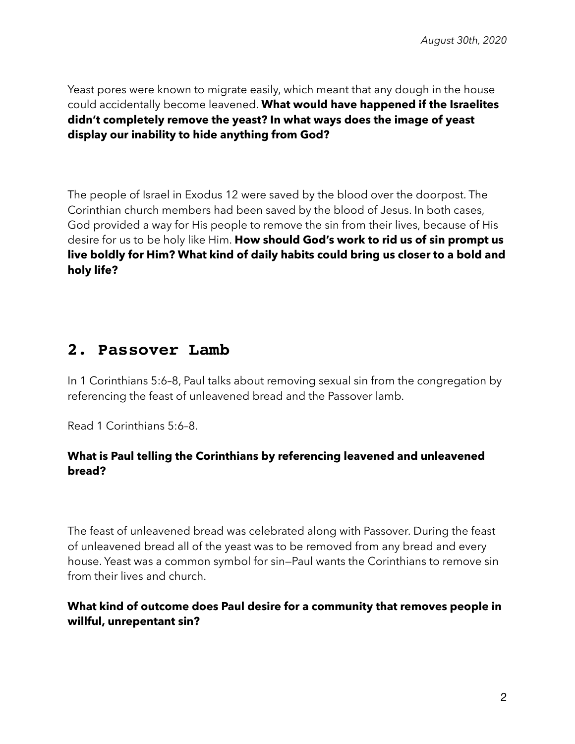Yeast pores were known to migrate easily, which meant that any dough in the house could accidentally become leavened. **What would have happened if the Israelites didn't completely remove the yeast? In what ways does the image of yeast display our inability to hide anything from God?**

The people of Israel in Exodus 12 were saved by the blood over the doorpost. The Corinthian church members had been saved by the blood of Jesus. In both cases, God provided a way for His people to remove the sin from their lives, because of His desire for us to be holy like Him. **How should God's work to rid us of sin prompt us live boldly for Him? What kind of daily habits could bring us closer to a bold and holy life?**

## 2. Passover Lamb

In 1 Corinthians 5:6–8, Paul talks about removing sexual sin from the congregation by referencing the feast of unleavened bread and the Passover lamb.

Read 1 Corinthians 5:6–8.

**What is Paul telling the Corinthians by referencing leavened and unleavened bread?**

The feast of unleavened bread was celebrated along with Passover. During the feast of unleavened bread all of the yeast was to be removed from any bread and every house. Yeast was a common symbol for sin—Paul wants the Corinthians to remove sin from their lives and church.

**What kind of outcome does Paul desire for a community that removes people in willful, unrepentant sin?**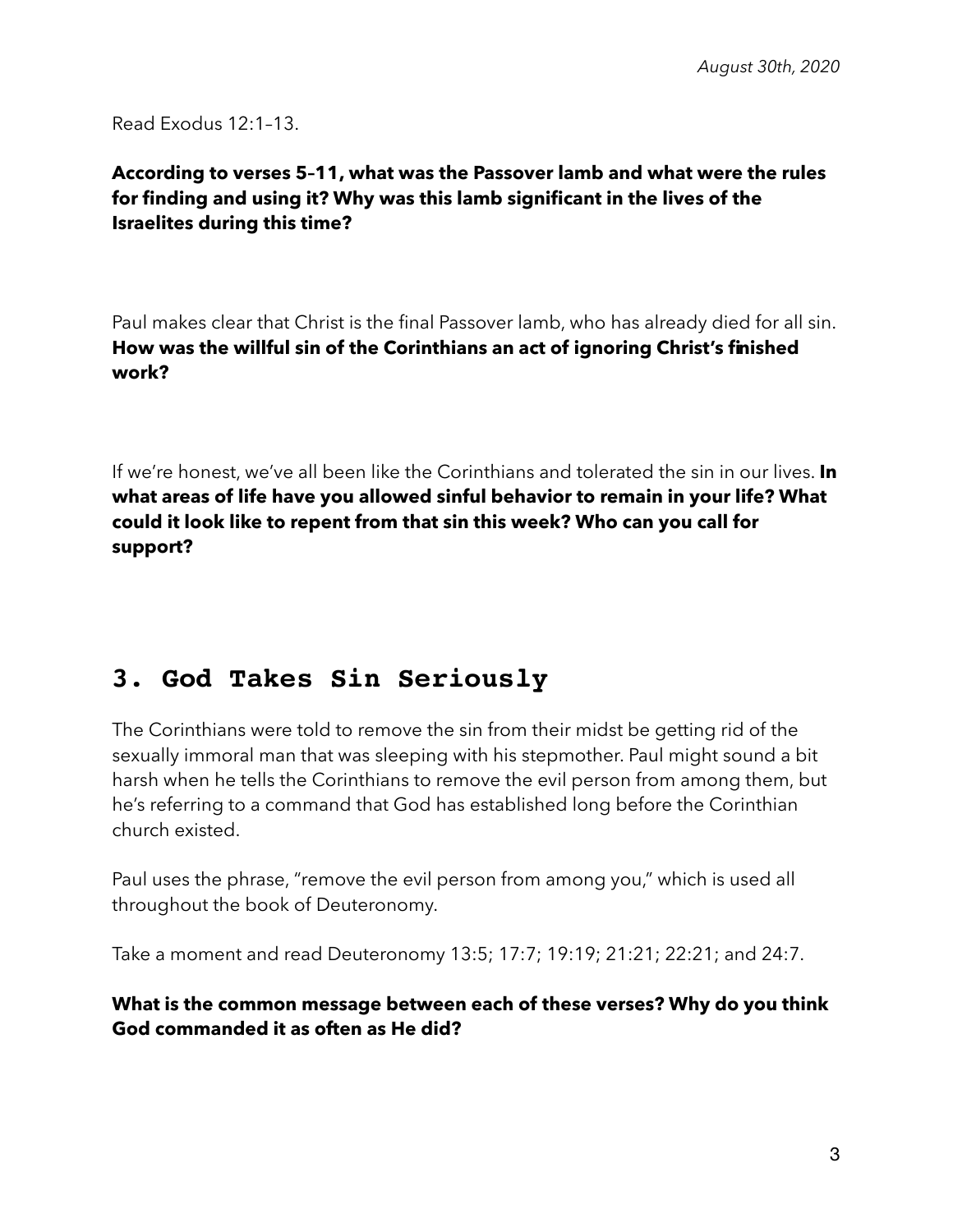Read Exodus 12:1–13.

**According to verses 5–11, what was the Passover lamb and what were the rules for finding and using it? Why was this lamb significant in the lives of the Israelites during this time?**

Paul makes clear that Christ is the final Passover lamb, who has already died for all sin. **How was the willful sin of the Corinthians an act of ignoring Christ's finished work?**

If we're honest, we've all been like the Corinthians and tolerated the sin in our lives. **In what areas of life have you allowed sinful behavior to remain in your life? What could it look like to repent from that sin this week? Who can you call for support?**

## 3. God Takes Sin Seriously

The Corinthians were told to remove the sin from their midst be getting rid of the sexually immoral man that was sleeping with his stepmother. Paul might sound a bit harsh when he tells the Corinthians to remove the evil person from among them, but he's referring to a command that God has established long before the Corinthian church existed.

Paul uses the phrase, "remove the evil person from among you," which is used all throughout the book of Deuteronomy.

Take a moment and read Deuteronomy 13:5; 17:7; 19:19; 21:21; 22:21; and 24:7.

**What is the common message between each of these verses? Why do you think God commanded it as often as He did?**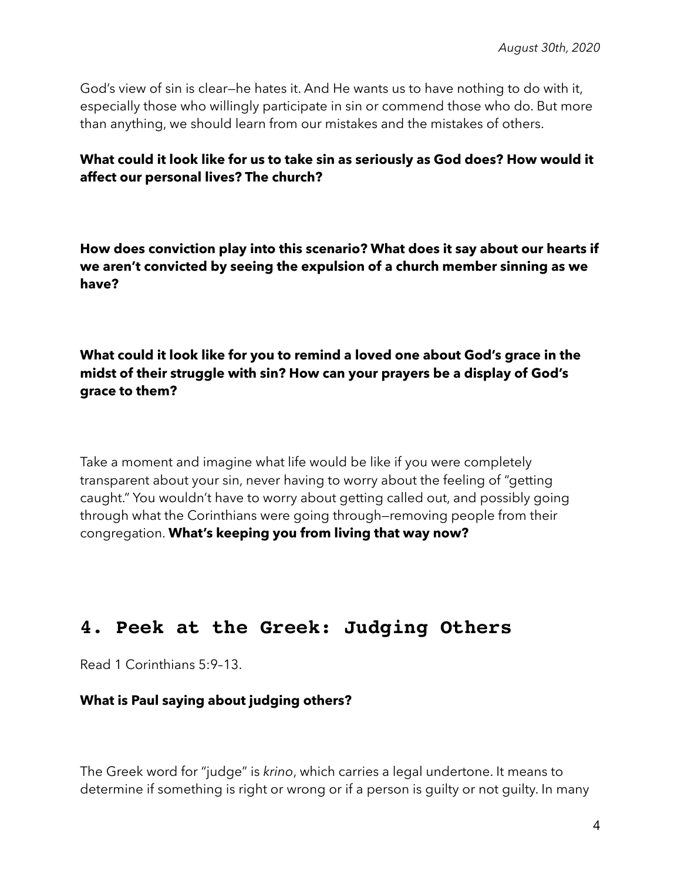God's view of sin is clear—he hates it. And He wants us to have nothing to do with it, especially those who willingly participate in sin or commend those who do. But more than anything, we should learn from our mistakes and the mistakes of others.

**What could it look like for us to take sin as seriously as God does? How would it affect our personal lives? The church?**

**How does conviction play into this scenario? What does it say about our hearts if we aren't convicted by seeing the expulsion of a church member sinning as we have?**

**What could it look like for you to remind a loved one about God's grace in the midst of their struggle with sin? How can your prayers be a display of God's grace to them?**

Take a moment and imagine what life would be like if you were completely transparent about your sin, never having to worry about the feeling of "getting caught." You wouldn't have to worry about getting called out, and possibly going through what the Corinthians were going through—removing people from their congregation. **What's keeping you from living that way now?**

## 4. Peek at the Greek: Judging Others

Read 1 Corinthians 5:9–13.

**What is Paul saying about judging others?**

The Greek word for "judge" is *krino*, which carries a legal undertone. It means to determine if something is right or wrong or if a person is guilty or not guilty. In many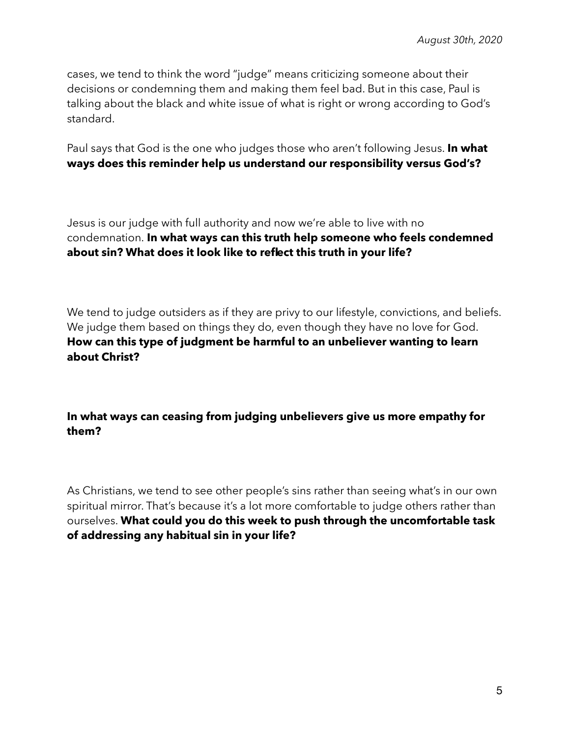cases, we tend to think the word "judge" means criticizing someone about their decisions or condemning them and making them feel bad. But in this case, Paul is talking about the black and white issue of what is right or wrong according to God's standard.

Paul says that God is the one who judges those who aren't following Jesus. **In what ways does this reminder help us understand our responsibility versus God's?**

Jesus is our judge with full authority and now we're able to live with no condemnation. **In what ways can this truth help someone who feels condemned about sin? What does it look like to reflect this truth in your life?**

We tend to judge outsiders as if they are privy to our lifestyle, convictions, and beliefs. We judge them based on things they do, even though they have no love for God. **How can this type of judgment be harmful to an unbeliever wanting to learn about Christ?**

**In what ways can ceasing from judging unbelievers give us more empathy for them?**

As Christians, we tend to see other people's sins rather than seeing what's in our own spiritual mirror. That's because it's a lot more comfortable to judge others rather than ourselves. **What could you do this week to push through the uncomfortable task of addressing any habitual sin in your life?**